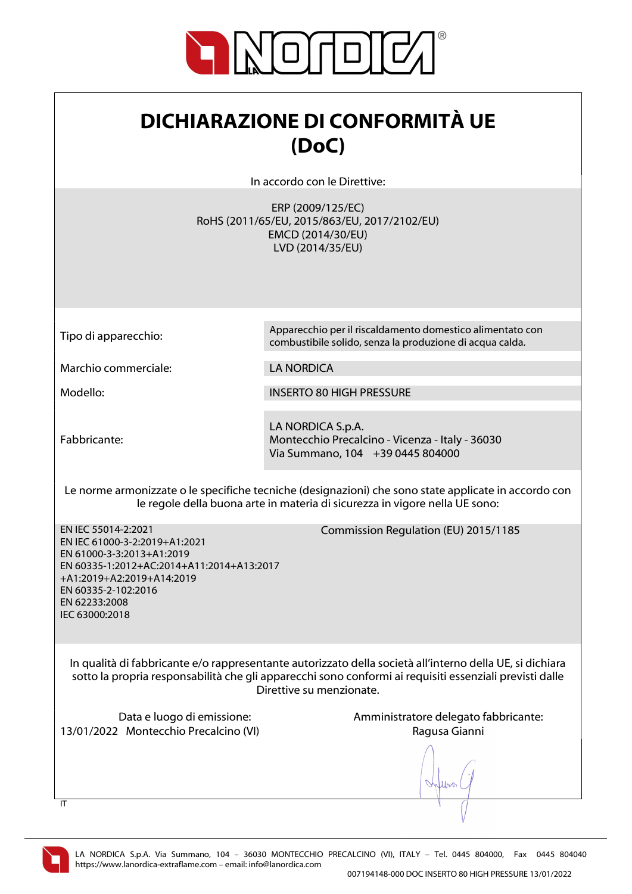# DICHIARAZIONE DI CONFORMITÀ UE (DoC)

In accordo con le Direttive:

ERP (2009/125/EC)
RoHS (2011/65/EU, 2015/863/EU, 2017/2102/EU)
EMCD (2014/30/EU)
LVD (2014/35/EU)

| | |
|---|---|
| Tipo di apparecchio: | Apparecchio per il riscaldamento domestico alimentato con combustibile solido, senza la produzione di acqua calda. |
| Marchio commerciale: | LA NORDICA |
| Modello: | INSERTO 80 HIGH PRESSURE |
| Fabbricante: | LA NORDICA S.p.A.<br>Montecchio Precalcino - Vicenza - Italy - 36030<br>Via Summano, 104 +39 0445 804000 |

Le norme armonizzate o le specifiche tecniche (designazioni) che sono state applicate in accordo con le regole della buona arte in materia di sicurezza in vigore nella UE sono:

EN IEC 55014-2:2021
EN IEC 61000-3-2:2019+A1:2021
EN 61000-3-3:2013+A1:2019
EN 60335-1:2012+AC:2014+A11:2014+A13:2017 +A1:2019+A2:2019+A14:2019
EN 60335-2-102:2016
EN 62233:2008
IEC 63000:2018

Commission Regulation (EU) 2015/1185

In qualità di fabbricante e/o rappresentante autorizzato della società all'interno della UE, si dichiara sotto la propria responsabilità che gli apparecchi sono conformi ai requisiti essenziali previsti dalle Direttive su menzionate.

Data e luogo di emissione:
13/01/2022 Montecchio Precalcino (VI)

Amministratore delegato fabbricante:
Ragusa Gianni

IT

LA NORDICA S.p.A. Via Summano, 104 – 36030 MONTECCHIO PRECALCINO (VI), ITALY – Tel. 0445 804000, Fax 0445 804040
https://www.lanordica-extraflame.com – email: info@lanordica.com

007194148-000 DOC INSERTO 80 HIGH PRESSURE 13/01/2022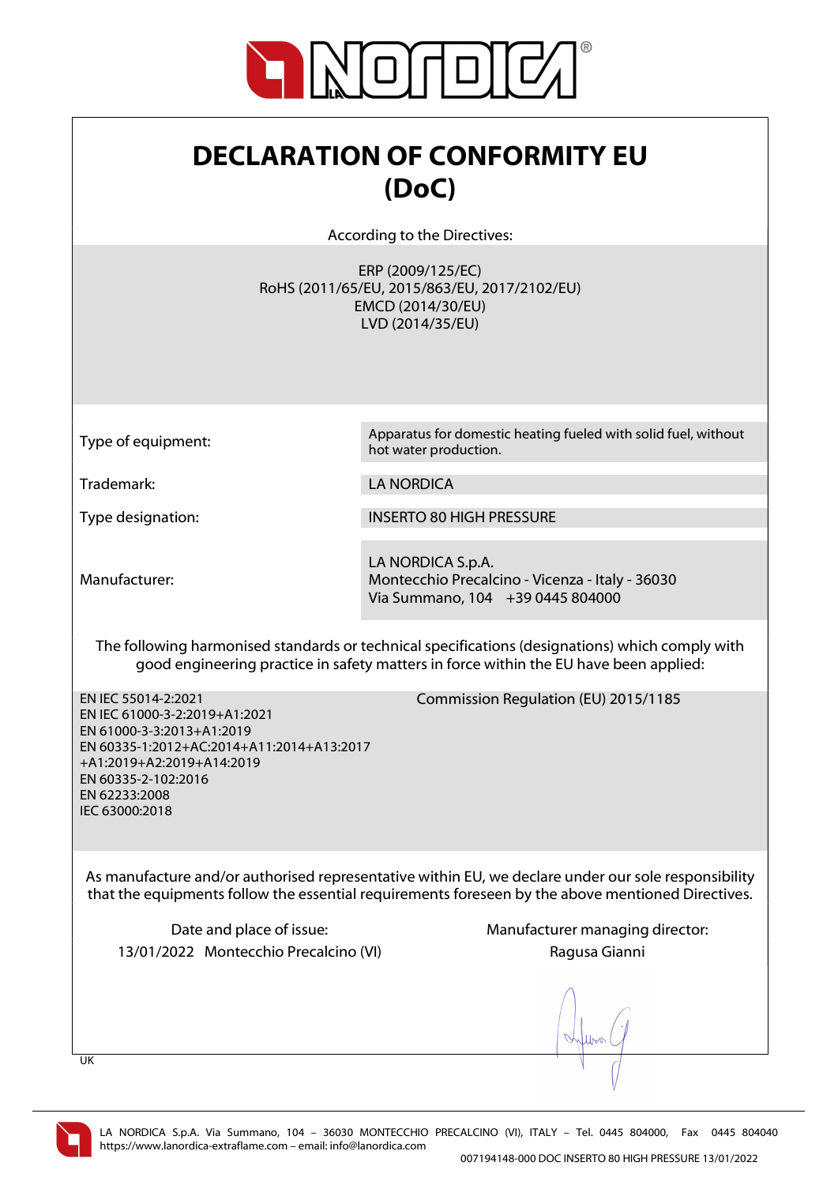# DECLARATION OF CONFORMITY EU (DoC)

According to the Directives:

ERP (2009/125/EC)
RoHS (2011/65/EU, 2015/863/EU, 2017/2102/EU)
EMCD (2014/30/EU)
LVD (2014/35/EU)

| | |
|---|---|
| Type of equipment: | Apparatus for domestic heating fueled with solid fuel, without hot water production. |
| Trademark: | LA NORDICA |
| Type designation: | INSERTO 80 HIGH PRESSURE |
| Manufacturer: | LA NORDICA S.p.A.<br>Montecchio Precalcino - Vicenza - Italy - 36030<br>Via Summano, 104 +39 0445 804000 |

The following harmonised standards or technical specifications (designations) which comply with good engineering practice in safety matters in force within the EU have been applied:

EN IEC 55014-2:2021
EN IEC 61000-3-2:2019+A1:2021
EN 61000-3-3:2013+A1:2019
EN 60335-1:2012+AC:2014+A11:2014+A13:2017 +A1:2019+A2:2019+A14:2019
EN 60335-2-102:2016
EN 62233:2008
IEC 63000:2018

Commission Regulation (EU) 2015/1185

As manufacture and/or authorised representative within EU, we declare under our sole responsibility that the equipments follow the essential requirements foreseen by the above mentioned Directives.

Date and place of issue:
13/01/2022 Montecchio Precalcino (VI)

Manufacturer managing director:
Ragusa Gianni

UK

LA NORDICA S.p.A. Via Summano, 104 – 36030 MONTECCHIO PRECALCINO (VI), ITALY – Tel. 0445 804000, Fax 0445 804040
https://www.lanordica-extraflame.com – email: info@lanordica.com

007194148-000 DOC INSERTO 80 HIGH PRESSURE 13/01/2022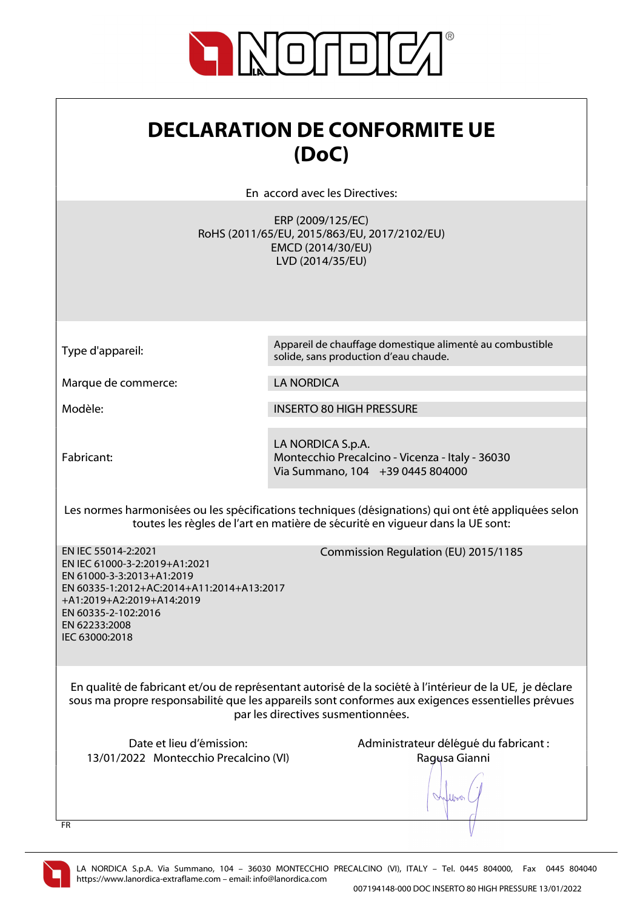# DECLARATION DE CONFORMITE UE (DoC)

En accord avec les Directives:

ERP (2009/125/EC)
RoHS (2011/65/EU, 2015/863/EU, 2017/2102/EU)
EMCD (2014/30/EU)
LVD (2014/35/EU)

| | |
|---|---|
| Type d'appareil: | Appareil de chauffage domestique alimenté au combustible solide, sans production d'eau chaude. |
| Marque de commerce: | LA NORDICA |
| Modèle: | INSERTO 80 HIGH PRESSURE |
| Fabricant: | LA NORDICA S.p.A.<br>Montecchio Precalcino - Vicenza - Italy - 36030<br>Via Summano, 104 +39 0445 804000 |

Les normes harmonisées ou les spécifications techniques (désignations) qui ont été appliquées selon toutes les règles de l'art en matière de sécurité en vigueur dans la UE sont:

EN IEC 55014-2:2021
EN IEC 61000-3-2:2019+A1:2021
EN 61000-3-3:2013+A1:2019
EN 60335-1:2012+AC:2014+A11:2014+A13:2017 +A1:2019+A2:2019+A14:2019
EN 60335-2-102:2016
EN 62233:2008
IEC 63000:2018

Commission Regulation (EU) 2015/1185

En qualité de fabricant et/ou de représentant autorisé de la société à l'intérieur de la UE, je déclare sous ma propre responsabilité que les appareils sont conformes aux exigences essentielles prévues par les directives susmentionnées.

Date et lieu d'émission:
13/01/2022 Montecchio Precalcino (VI)

Administrateur délégué du fabricant :
Ragusa Gianni

FR

LA NORDICA S.p.A. Via Summano, 104 – 36030 MONTECCHIO PRECALCINO (VI), ITALY – Tel. 0445 804000, Fax 0445 804040
https://www.lanordica-extraflame.com – email: info@lanordica.com

007194148-000 DOC INSERTO 80 HIGH PRESSURE 13/01/2022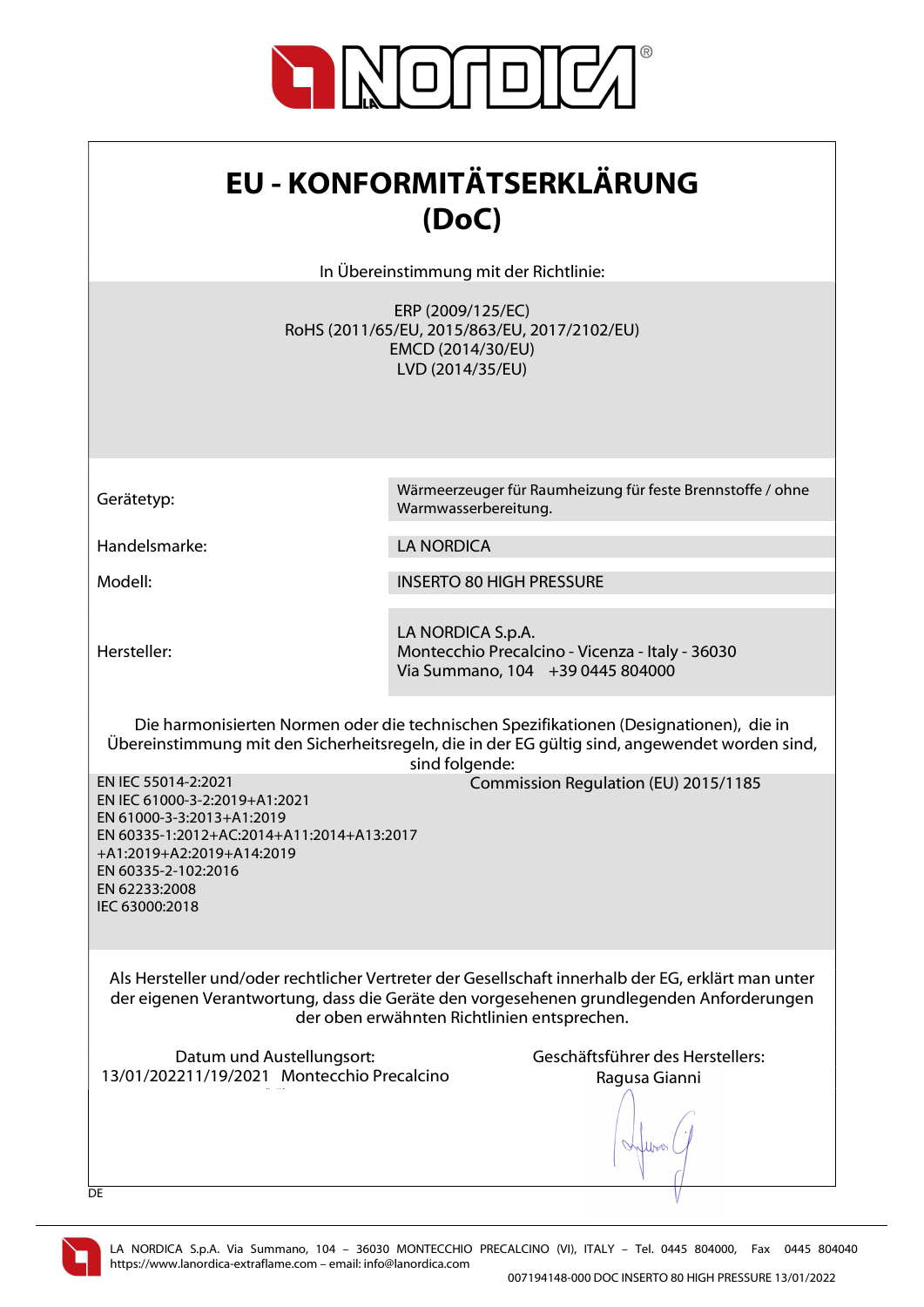# EU - KONFORMITÄTSERKLÄRUNG (DoC)

In Übereinstimmung mit der Richtlinie:

ERP (2009/125/EC)
RoHS (2011/65/EU, 2015/863/EU, 2017/2102/EU)
EMCD (2014/30/EU)
LVD (2014/35/EU)

| | |
|---|---|
| Gerätetyp: | Wärmeerzeuger für Raumheizung für feste Brennstoffe / ohne Warmwasserbereitung. |
| Handelsmarke: | LA NORDICA |
| Modell: | INSERTO 80 HIGH PRESSURE |
| Hersteller: | LA NORDICA S.p.A.<br>Montecchio Precalcino - Vicenza - Italy - 36030<br>Via Summano, 104 +39 0445 804000 |

Die harmonisierten Normen oder die technischen Spezifikationen (Designationen), die in Übereinstimmung mit den Sicherheitsregeln, die in der EG gültig sind, angewendet worden sind, sind folgende:

EN IEC 55014-2:2021
EN IEC 61000-3-2:2019+A1:2021
EN 61000-3-3:2013+A1:2019
EN 60335-1:2012+AC:2014+A11:2014+A13:2017
+A1:2019+A2:2019+A14:2019
EN 60335-2-102:2016
EN 62233:2008
IEC 63000:2018

Commission Regulation (EU) 2015/1185

Als Hersteller und/oder rechtlicher Vertreter der Gesellschaft innerhalb der EG, erklärt man unter der eigenen Verantwortung, dass die Geräte den vorgesehenen grundlegenden Anforderungen der oben erwähnten Richtlinien entsprechen.

Datum und Austellungsort:
13/01/202211/19/2021 Montecchio Precalcino

Geschäftsführer des Herstellers:
Ragusa Gianni

DE

LA NORDICA S.p.A. Via Summano, 104 – 36030 MONTECCHIO PRECALCINO (VI), ITALY – Tel. 0445 804000, Fax 0445 804040
https://www.lanordica-extraflame.com – email: info@lanordica.com

007194148-000 DOC INSERTO 80 HIGH PRESSURE 13/01/2022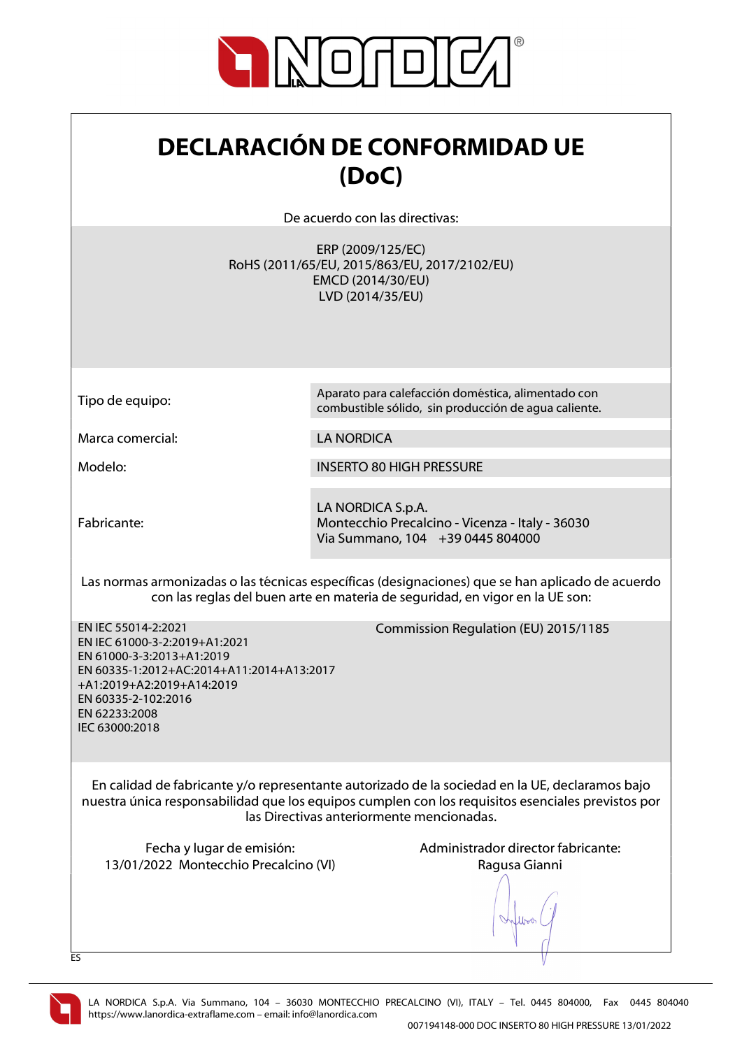# DECLARACIÓN DE CONFORMIDAD UE (DoC)

De acuerdo con las directivas:

ERP (2009/125/EC)
RoHS (2011/65/EU, 2015/863/EU, 2017/2102/EU)
EMCD (2014/30/EU)
LVD (2014/35/EU)

| | |
|---|---|
| Tipo de equipo: | Aparato para calefacción doméstica, alimentado con combustible sólido, sin producción de agua caliente. |
| Marca comercial: | LA NORDICA |
| Modelo: | INSERTO 80 HIGH PRESSURE |
| Fabricante: | LA NORDICA S.p.A.<br>Montecchio Precalcino - Vicenza - Italy - 36030<br>Via Summano, 104 +39 0445 804000 |

Las normas armonizadas o las técnicas específicas (designaciones) que se han aplicado de acuerdo con las reglas del buen arte en materia de seguridad, en vigor en la UE son:

EN IEC 55014-2:2021
EN IEC 61000-3-2:2019+A1:2021
EN 61000-3-3:2013+A1:2019
EN 60335-1:2012+AC:2014+A11:2014+A13:2017+A1:2019+A2:2019+A14:2019
EN 60335-2-102:2016
EN 62233:2008
IEC 63000:2018

Commission Regulation (EU) 2015/1185

En calidad de fabricante y/o representante autorizado de la sociedad en la UE, declaramos bajo nuestra única responsabilidad que los equipos cumplen con los requisitos esenciales previstos por las Directivas anteriormente mencionadas.

Fecha y lugar de emisión:
13/01/2022 Montecchio Precalcino (VI)

Administrador director fabricante:
Ragusa Gianni

ES

LA NORDICA S.p.A. Via Summano, 104 – 36030 MONTECCHIO PRECALCINO (VI), ITALY – Tel. 0445 804000, Fax 0445 804040
https://www.lanordica-extraflame.com – email: info@lanordica.com

007194148-000 DOC INSERTO 80 HIGH PRESSURE 13/01/2022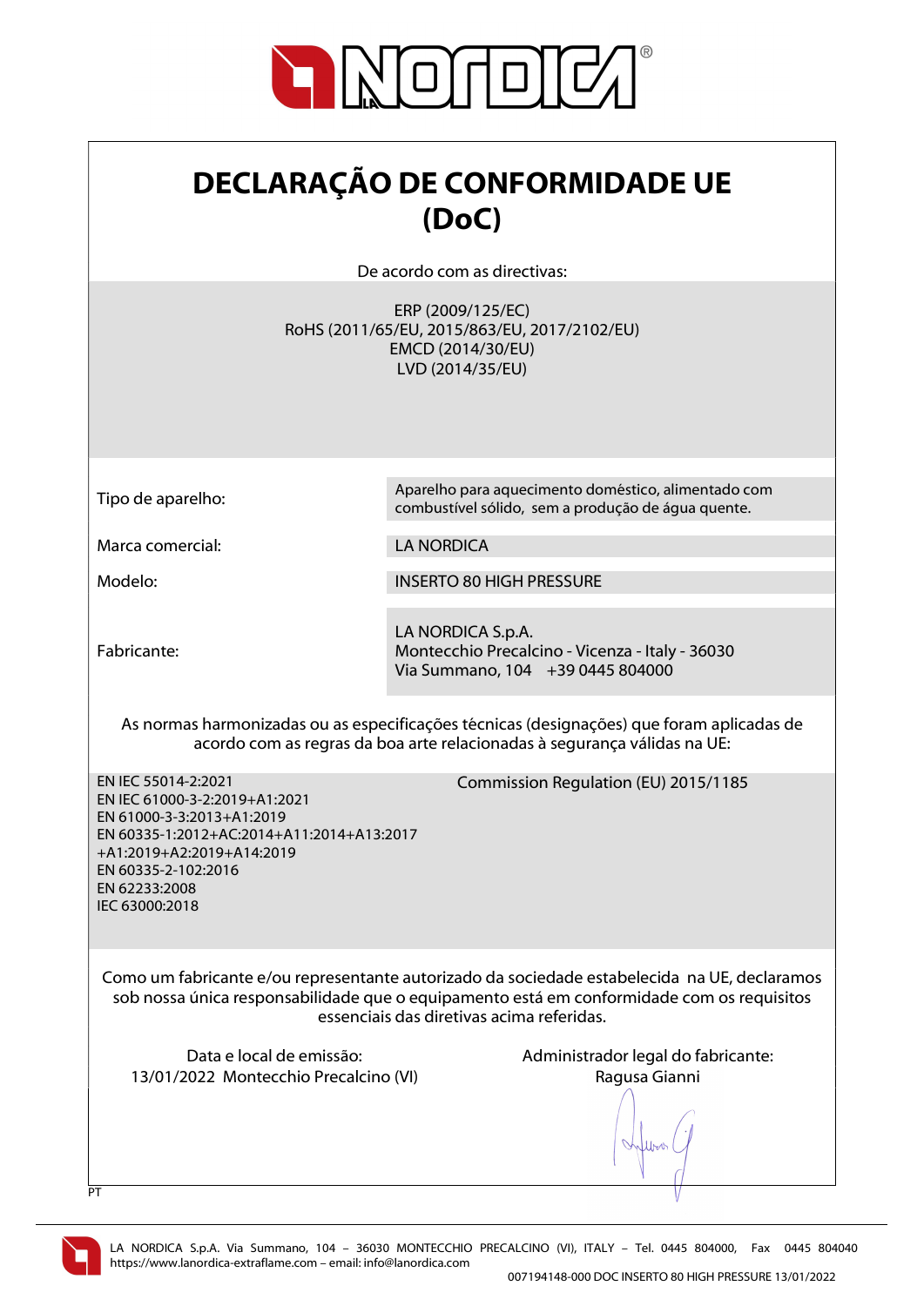# DECLARAÇÃO DE CONFORMIDADE UE (DoC)

De acordo com as directivas:

ERP (2009/125/EC)
RoHS (2011/65/EU, 2015/863/EU, 2017/2102/EU)
EMCD (2014/30/EU)
LVD (2014/35/EU)

| | |
|---|---|
| Tipo de aparelho: | Aparelho para aquecimento doméstico, alimentado com combustível sólido, sem a produção de água quente. |
| Marca comercial: | LA NORDICA |
| Modelo: | INSERTO 80 HIGH PRESSURE |
| Fabricante: | LA NORDICA S.p.A.<br>Montecchio Precalcino - Vicenza - Italy - 36030<br>Via Summano, 104 +39 0445 804000 |

As normas harmonizadas ou as especificações técnicas (designações) que foram aplicadas de acordo com as regras da boa arte relacionadas à segurança válidas na UE:

EN IEC 55014-2:2021
EN IEC 61000-3-2:2019+A1:2021
EN 61000-3-3:2013+A1:2019
EN 60335-1:2012+AC:2014+A11:2014+A13:2017+A1:2019+A2:2019+A14:2019
EN 60335-2-102:2016
EN 62233:2008
IEC 63000:2018

Commission Regulation (EU) 2015/1185

Como um fabricante e/ou representante autorizado da sociedade estabelecida na UE, declaramos sob nossa única responsabilidade que o equipamento está em conformidade com os requisitos essenciais das diretivas acima referidas.

Data e local de emissão:
13/01/2022 Montecchio Precalcino (VI)

Administrador legal do fabricante:
Ragusa Gianni

PT

LA NORDICA S.p.A. Via Summano, 104 – 36030 MONTECCHIO PRECALCINO (VI), ITALY – Tel. 0445 804000, Fax 0445 804040
https://www.lanordica-extraflame.com – email: info@lanordica.com

007194148-000 DOC INSERTO 80 HIGH PRESSURE 13/01/2022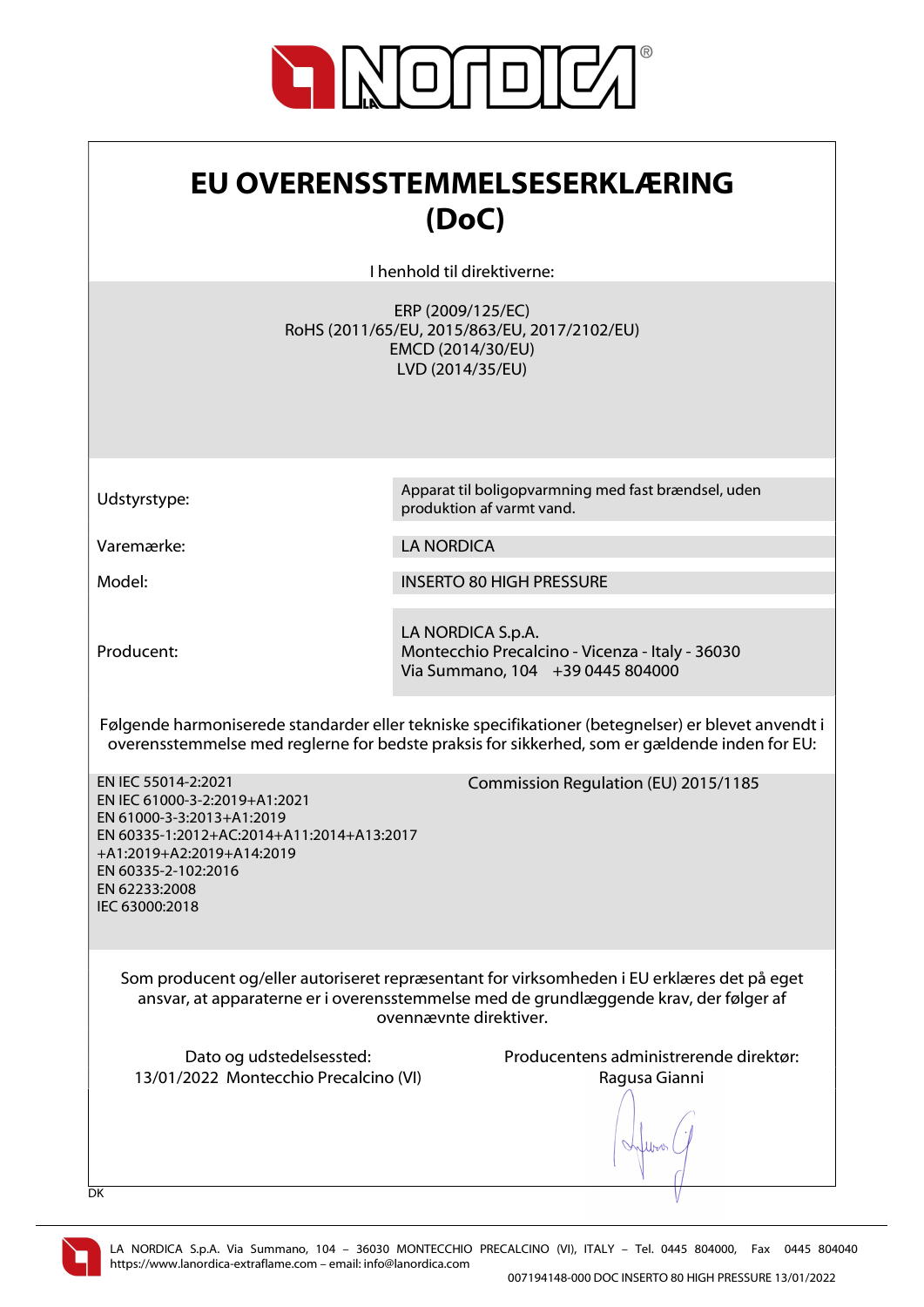# EU OVERENSSTEMMELSESERKLÆRING (DoC)

I henhold til direktiverne:

ERP (2009/125/EC)
RoHS (2011/65/EU, 2015/863/EU, 2017/2102/EU)
EMCD (2014/30/EU)
LVD (2014/35/EU)

| | |
|---|---|
| Udstyrstype: | Apparat til boligopvarmning med fast brændsel, uden produktion af varmt vand. |
| Varemærke: | LA NORDICA |
| Model: | INSERTO 80 HIGH PRESSURE |
| Producent: | LA NORDICA S.p.A.<br>Montecchio Precalcino - Vicenza - Italy - 36030<br>Via Summano, 104    +39 0445 804000 |

Følgende harmoniserede standarder eller tekniske specifikationer (betegnelser) er blevet anvendt i overensstemmelse med reglerne for bedste praksis for sikkerhed, som er gældende inden for EU:

EN IEC 55014-2:2021
EN IEC 61000-3-2:2019+A1:2021
EN 61000-3-3:2013+A1:2019
EN 60335-1:2012+AC:2014+A11:2014+A13:2017
+A1:2019+A2:2019+A14:2019
EN 60335-2-102:2016
EN 62233:2008
IEC 63000:2018

Commission Regulation (EU) 2015/1185

Som producent og/eller autoriseret repræsentant for virksomheden i EU erklæres det på eget ansvar, at apparaterne er i overensstemmelse med de grundlæggende krav, der følger af ovennævnte direktiver.

Dato og udstedelsessted:
13/01/2022 Montecchio Precalcino (VI)

Producentens administrerende direktør:
Ragusa Gianni

DK

LA NORDICA S.p.A. Via Summano, 104 – 36030 MONTECCHIO PRECALCINO (VI), ITALY – Tel. 0445 804000, Fax 0445 804040
https://www.lanordica-extraflame.com – email: info@lanordica.com

007194148-000 DOC INSERTO 80 HIGH PRESSURE 13/01/2022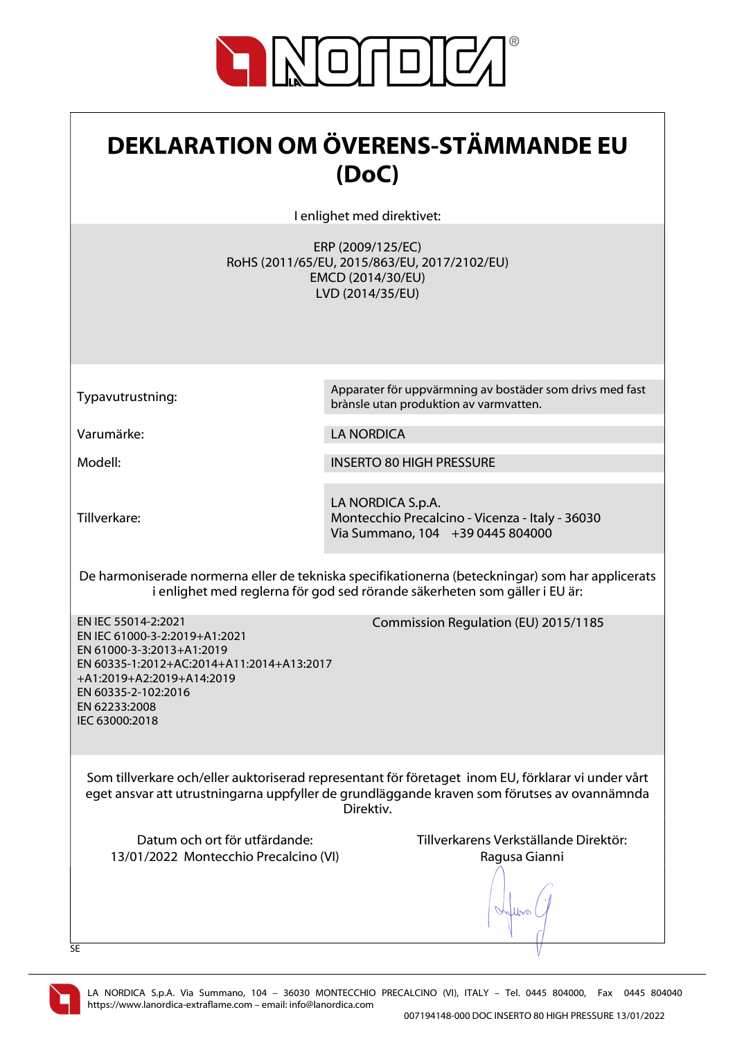# DEKLARATION OM ÖVERENS-STÄMMANDE EU (DoC)

I enlighet med direktivet:

ERP (2009/125/EC)
RoHS (2011/65/EU, 2015/863/EU, 2017/2102/EU)
EMCD (2014/30/EU)
LVD (2014/35/EU)

| | |
|---|---|
| Typavutrustning: | Apparater för uppvärmning av bostäder som drivs med fast brànsle utan produktion av varmvatten. |
| Varumärke: | LA NORDICA |
| Modell: | INSERTO 80 HIGH PRESSURE |
| Tillverkare: | LA NORDICA S.p.A.<br>Montecchio Precalcino - Vicenza - Italy - 36030<br>Via Summano, 104 +39 0445 804000 |

De harmoniserade normerna eller de tekniska specifikationerna (beteckningar) som har applicerats i enlighet med reglerna för god sed rörande säkerheten som gäller i EU är:

EN IEC 55014-2:2021
EN IEC 61000-3-2:2019+A1:2021
EN 61000-3-3:2013+A1:2019
EN 60335-1:2012+AC:2014+A11:2014+A13:2017
+A1:2019+A2:2019+A14:2019
EN 60335-2-102:2016
EN 62233:2008
IEC 63000:2018

Commission Regulation (EU) 2015/1185

Som tillverkare och/eller auktoriserad representant för företaget inom EU, förklarar vi under vårt eget ansvar att utrustningarna uppfyller de grundläggande kraven som förutses av ovannämnda Direktiv.

Datum och ort för utfärdande:
13/01/2022 Montecchio Precalcino (VI)

Tillverkarens Verkställande Direktör:
Ragusa Gianni

SE

LA NORDICA S.p.A. Via Summano, 104 – 36030 MONTECCHIO PRECALCINO (VI), ITALY – Tel. 0445 804000, Fax 0445 804040
https://www.lanordica-extraflame.com – email: info@lanordica.com

007194148-000 DOC INSERTO 80 HIGH PRESSURE 13/01/2022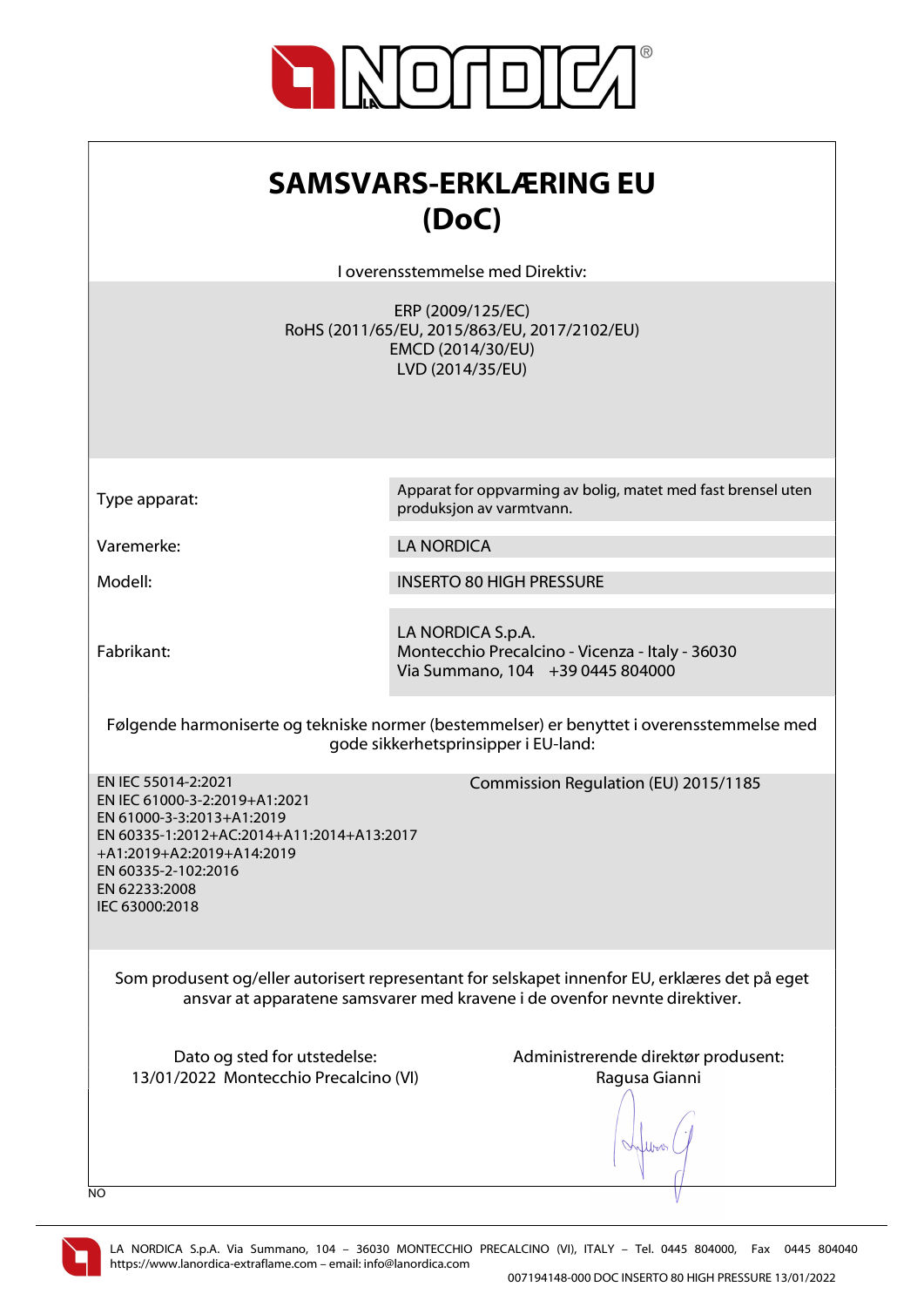# SAMSVARS-ERKLÆRING EU (DoC)

I overensstemmelse med Direktiv:

ERP (2009/125/EC)
RoHS (2011/65/EU, 2015/863/EU, 2017/2102/EU)
EMCD (2014/30/EU)
LVD (2014/35/EU)

| | |
|---|---|
| Type apparat: | Apparat for oppvarming av bolig, matet med fast brensel uten produksjon av varmtvann. |
| Varemerke: | LA NORDICA |
| Modell: | INSERTO 80 HIGH PRESSURE |
| Fabrikant: | LA NORDICA S.p.A.<br>Montecchio Precalcino - Vicenza - Italy - 36030<br>Via Summano, 104 +39 0445 804000 |

Følgende harmoniserte og tekniske normer (bestemmelser) er benyttet i overensstemmelse med gode sikkerhetsprinsipper i EU-land:

EN IEC 55014-2:2021
EN IEC 61000-3-2:2019+A1:2021
EN 61000-3-3:2013+A1:2019
EN 60335-1:2012+AC:2014+A11:2014+A13:2017+A1:2019+A2:2019+A14:2019
EN 60335-2-102:2016
EN 62233:2008
IEC 63000:2018

Commission Regulation (EU) 2015/1185

Som produsent og/eller autorisert representant for selskapet innenfor EU, erklæres det på eget ansvar at apparatene samsvarer med kravene i de ovenfor nevnte direktiver.

Dato og sted for utstedelse:
13/01/2022 Montecchio Precalcino (VI)

Administrerende direktør produsent:
Ragusa Gianni

NO

LA NORDICA S.p.A. Via Summano, 104 – 36030 MONTECCHIO PRECALCINO (VI), ITALY – Tel. 0445 804000, Fax 0445 804040
https://www.lanordica-extraflame.com – email: info@lanordica.com

007194148-000 DOC INSERTO 80 HIGH PRESSURE 13/01/2022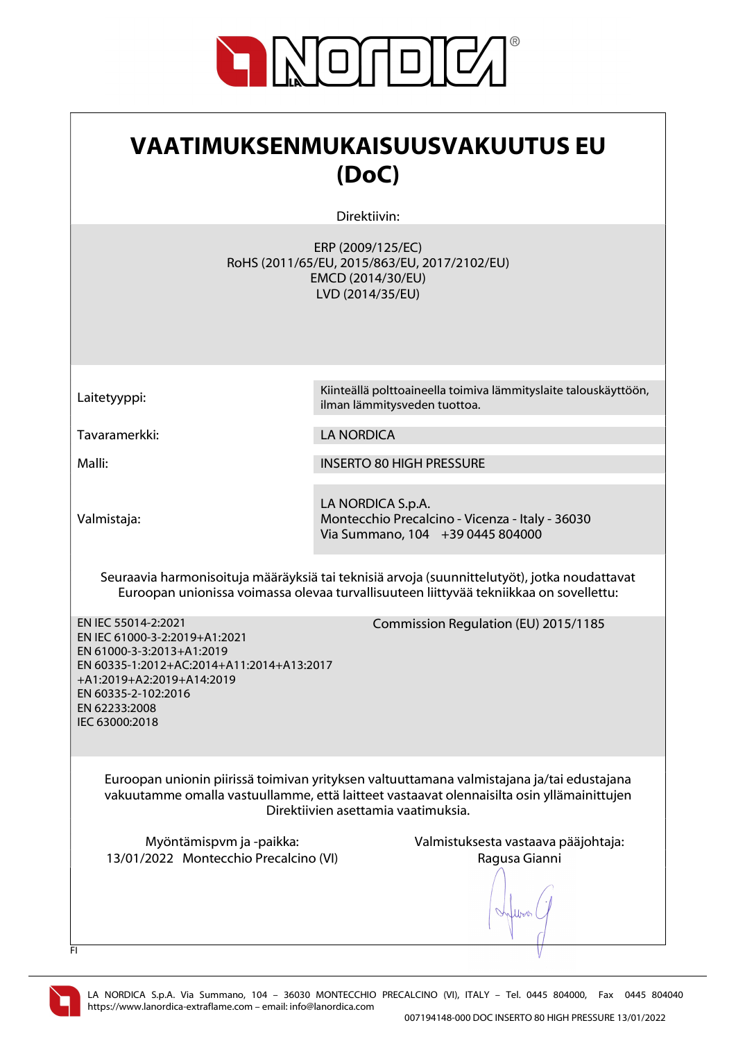# VAATIMUKSENMUKAISUUSVAKUUTUS EU (DoC)

Direktiivin:

ERP (2009/125/EC)
RoHS (2011/65/EU, 2015/863/EU, 2017/2102/EU)
EMCD (2014/30/EU)
LVD (2014/35/EU)

| | |
|---|---|
| Laitetyyppi: | Kiinteällä polttoaineella toimiva lämmityslaite talouskäyttöön, ilman lämmitysveden tuottoa. |
| Tavaramerkki: | LA NORDICA |
| Malli: | INSERTO 80 HIGH PRESSURE |
| Valmistaja: | LA NORDICA S.p.A.<br>Montecchio Precalcino - Vicenza - Italy - 36030<br>Via Summano, 104 +39 0445 804000 |

Seuraavia harmonisoituja määräyksiä tai teknisiä arvoja (suunnittelutyöt), jotka noudattavat Euroopan unionissa voimassa olevaa turvallisuuteen liittyvää tekniikkaa on sovellettu:

EN IEC 55014-2:2021
EN IEC 61000-3-2:2019+A1:2021
EN 61000-3-3:2013+A1:2019
EN 60335-1:2012+AC:2014+A11:2014+A13:2017
+A1:2019+A2:2019+A14:2019
EN 60335-2-102:2016
EN 62233:2008
IEC 63000:2018

Commission Regulation (EU) 2015/1185

Euroopan unionin piirissä toimivan yrityksen valtuuttamana valmistajana ja/tai edustajana vakuutamme omalla vastuullamme, että laitteet vastaavat olennaisilta osin yllämainittujen Direktiivien asettamia vaatimuksia.

Myöntämispvm ja -paikka:
13/01/2022 Montecchio Precalcino (VI)

Valmistuksesta vastaava pääjohtaja:
Ragusa Gianni

FI

LA NORDICA S.p.A. Via Summano, 104 – 36030 MONTECCHIO PRECALCINO (VI), ITALY – Tel. 0445 804000, Fax 0445 804040
https://www.lanordica-extraflame.com – email: info@lanordica.com

007194148-000 DOC INSERTO 80 HIGH PRESSURE 13/01/2022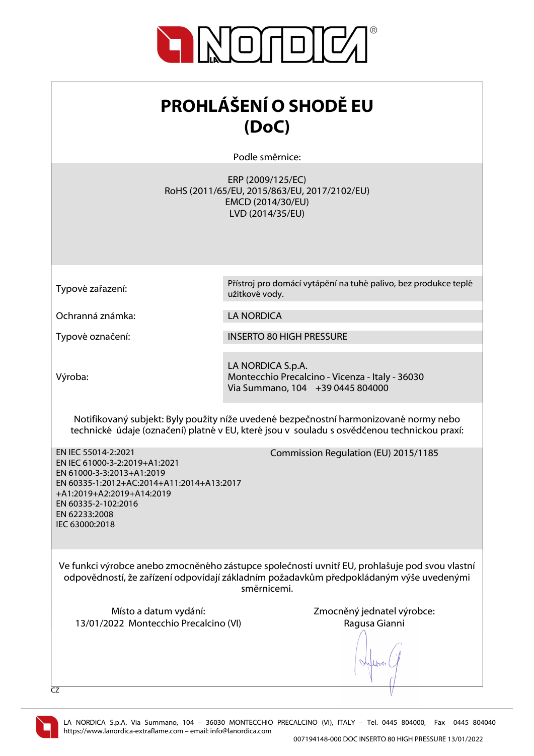# PROHLÁŠENÍ O SHODĚ EU (DoC)

Podle směrnice:

ERP (2009/125/EC)
RoHS (2011/65/EU, 2015/863/EU, 2017/2102/EU)
EMCD (2014/30/EU)
LVD (2014/35/EU)

| | |
|---|---|
| Typové zařazení: | Přístroj pro domácí vytápění na tuhé palivo, bez produkce teplé užitkové vody. |
| Ochranná známka: | LA NORDICA |
| Typové označení: | INSERTO 80 HIGH PRESSURE |
| Výroba: | LA NORDICA S.p.A.<br>Montecchio Precalcino - Vicenza - Italy - 36030<br>Via Summano, 104 +39 0445 804000 |

Notifikovaný subjekt: Byly použity níže uvedené bezpečnostní harmonizované normy nebo technické údaje (označení) platné v EU, které jsou v souladu s osvědčenou technickou praxí:

EN IEC 55014-2:2021
EN IEC 61000-3-2:2019+A1:2021
EN 61000-3-3:2013+A1:2019
EN 60335-1:2012+AC:2014+A11:2014+A13:2017
+A1:2019+A2:2019+A14:2019
EN 60335-2-102:2016
EN 62233:2008
IEC 63000:2018

Commission Regulation (EU) 2015/1185

Ve funkci výrobce anebo zmocněného zástupce společnosti uvnitř EU, prohlašuje pod svou vlastní odpovědností, že zařízení odpovídají základním požadavkům předpokládaným výše uvedenými směrnicemi.

Místo a datum vydání:
13/01/2022 Montecchio Precalcino (VI)

Zmocněný jednatel výrobce:
Ragusa Gianni

CZ

LA NORDICA S.p.A. Via Summano, 104 – 36030 MONTECCHIO PRECALCINO (VI), ITALY – Tel. 0445 804000, Fax 0445 804040
https://www.lanordica-extraflame.com – email: info@lanordica.com

007194148-000 DOC INSERTO 80 HIGH PRESSURE 13/01/2022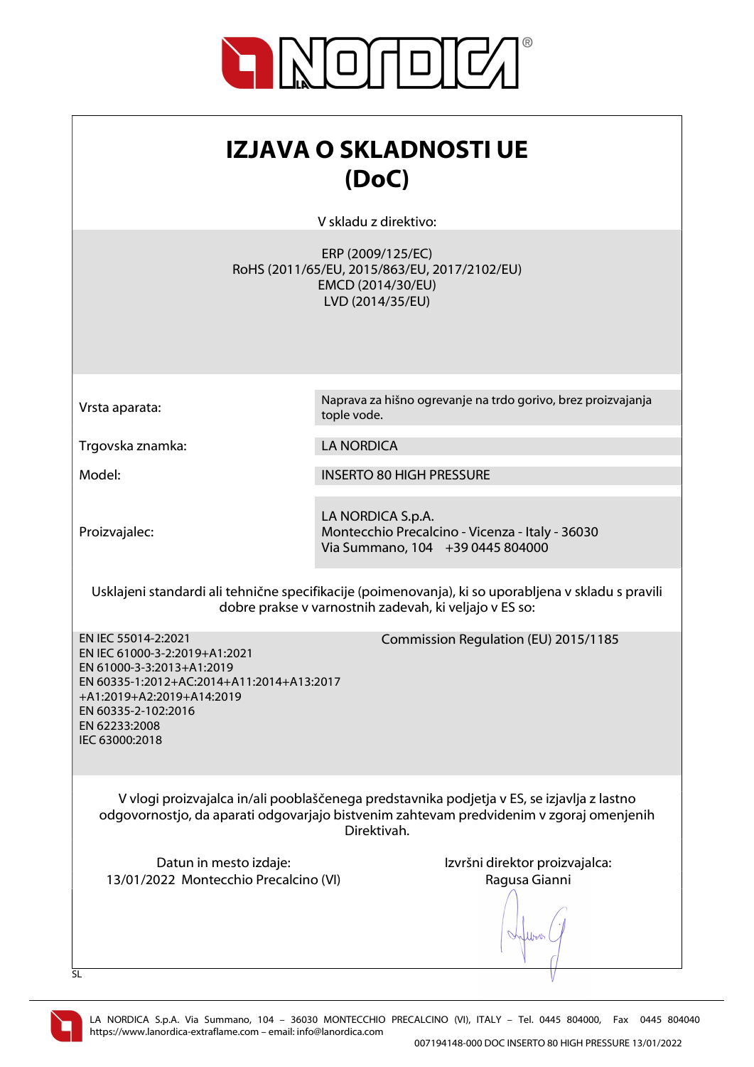# IZJAVA O SKLADNOSTI UE (DoC)

V skladu z direktivo:

ERP (2009/125/EC)
RoHS (2011/65/EU, 2015/863/EU, 2017/2102/EU)
EMCD (2014/30/EU)
LVD (2014/35/EU)

| | |
|---|---|
| Vrsta aparata: | Naprava za hišno ogrevanje na trdo gorivo, brez proizvajanja tople vode. |
| Trgovska znamka: | LA NORDICA |
| Model: | INSERTO 80 HIGH PRESSURE |
| Proizvajalec: | LA NORDICA S.p.A.<br>Montecchio Precalcino - Vicenza - Italy - 36030<br>Via Summano, 104 +39 0445 804000 |

Usklajeni standardi ali tehnične specifikacije (poimenovanja), ki so uporabljena v skladu s pravili dobre prakse v varnostnih zadevah, ki veljajo v ES so:

EN IEC 55014-2:2021
EN IEC 61000-3-2:2019+A1:2021
EN 61000-3-3:2013+A1:2019
EN 60335-1:2012+AC:2014+A11:2014+A13:2017 +A1:2019+A2:2019+A14:2019
EN 60335-2-102:2016
EN 62233:2008
IEC 63000:2018

Commission Regulation (EU) 2015/1185

V vlogi proizvajalca in/ali pooblaščenega predstavnika podjetja v ES, se izjavlja z lastno odgovornostjo, da aparati odgovarjajo bistvenim zahtevam predvidenim v zgoraj omenjenih Direktivah.

Datun in mesto izdaje:
13/01/2022 Montecchio Precalcino (VI)

Izvršni direktor proizvajalca:
Ragusa Gianni

SL

LA NORDICA S.p.A. Via Summano, 104 – 36030 MONTECCHIO PRECALCINO (VI), ITALY – Tel. 0445 804000, Fax 0445 804040
https://www.lanordica-extraflame.com – email: info@lanordica.com

007194148-000 DOC INSERTO 80 HIGH PRESSURE 13/01/2022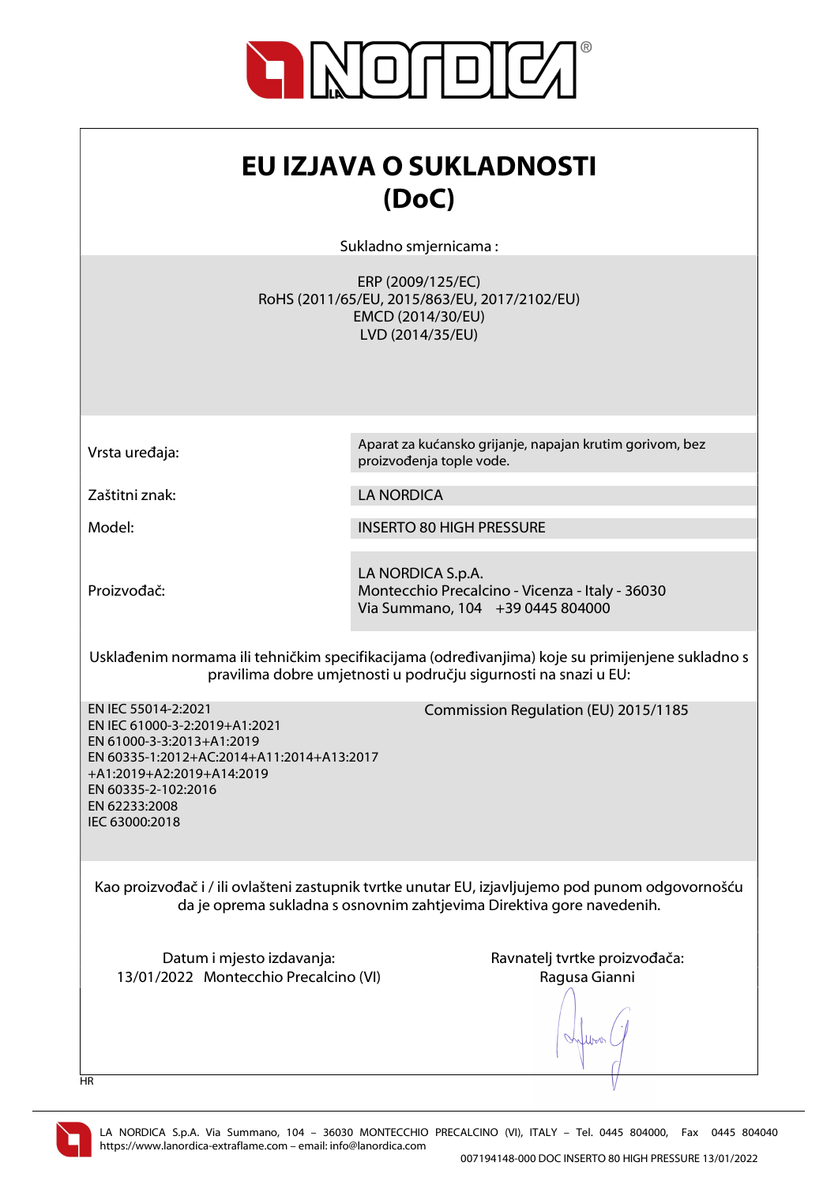# EU IZJAVA O SUKLADNOSTI (DoC)

Sukladno smjernicama :

ERP (2009/125/EC)
RoHS (2011/65/EU, 2015/863/EU, 2017/2102/EU)
EMCD (2014/30/EU)
LVD (2014/35/EU)

| | |
|---|---|
| Vrsta uređaja: | Aparat za kućansko grijanje, napajan krutim gorivom, bez proizvođenja tople vode. |
| Zaštitni znak: | LA NORDICA |
| Model: | INSERTO 80 HIGH PRESSURE |
| Proizvođač: | LA NORDICA S.p.A.<br>Montecchio Precalcino - Vicenza - Italy - 36030<br>Via Summano, 104 +39 0445 804000 |

Usklađenim normama ili tehničkim specifikacijama (određivanjima) koje su primijenjene sukladno s pravilima dobre umjetnosti u području sigurnosti na snazi u EU:

EN IEC 55014-2:2021
EN IEC 61000-3-2:2019+A1:2021
EN 61000-3-3:2013+A1:2019
EN 60335-1:2012+AC:2014+A11:2014+A13:2017
+A1:2019+A2:2019+A14:2019
EN 60335-2-102:2016
EN 62233:2008
IEC 63000:2018

Commission Regulation (EU) 2015/1185

Kao proizvođač i / ili ovlašteni zastupnik tvrtke unutar EU, izjavljujemo pod punom odgovornošću da je oprema sukladna s osnovnim zahtjevima Direktiva gore navedenih.

Datum i mjesto izdavanja:
13/01/2022 Montecchio Precalcino (VI)

Ravnatelj tvrtke proizvođača:
Ragusa Gianni

HR

LA NORDICA S.p.A. Via Summano, 104 – 36030 MONTECCHIO PRECALCINO (VI), ITALY – Tel. 0445 804000, Fax 0445 804040
https://www.lanordica-extraflame.com – email: info@lanordica.com

007194148-000 DOC INSERTO 80 HIGH PRESSURE 13/01/2022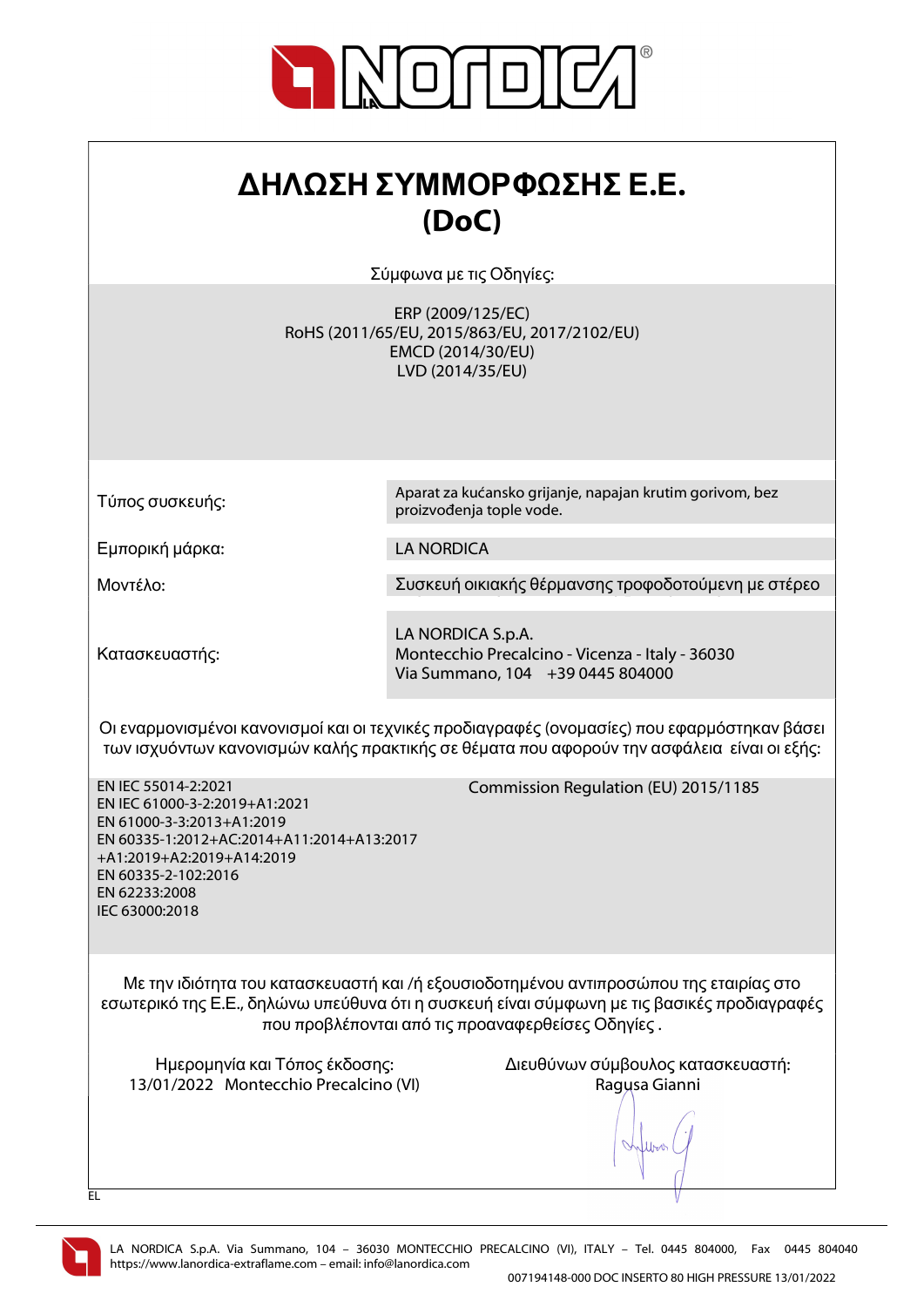# ΔΗΛΩΣΗ ΣΥΜΜΟΡΦΩΣΗΣ Ε.Ε.
# (DoC)

Σύμφωνα με τις Οδηγίες:

ERP (2009/125/EC)
RoHS (2011/65/EU, 2015/863/EU, 2017/2102/EU)
EMCD (2014/30/EU)
LVD (2014/35/EU)

| | |
|---|---|
| Τύπος συσκευής: | Aparat za kućansko grijanje, napajan krutim gorivom, bez proizvođenja tople vode. |
| Εμπορική μάρκα: | LA NORDICA |
| Μοντέλο: | Συσκευή οικιακής θέρμανσης τροφοδοτούμενη με στέρεο |
| Κατασκευαστής: | LA NORDICA S.p.A.<br>Montecchio Precalcino - Vicenza - Italy - 36030<br>Via Summano, 104 +39 0445 804000 |

Οι εναρμονισμένοι κανονισμοί και οι τεχνικές προδιαγραφές (ονομασίες) που εφαρμόστηκαν βάσει των ισχυόντων κανονισμών καλής πρακτικής σε θέματα που αφορούν την ασφάλεια είναι οι εξής:

EN IEC 55014-2:2021
EN IEC 61000-3-2:2019+A1:2021
EN 61000-3-3:2013+A1:2019
EN 60335-1:2012+AC:2014+A11:2014+A13:2017
+A1:2019+A2:2019+A14:2019
EN 60335-2-102:2016
EN 62233:2008
IEC 63000:2018

Commission Regulation (EU) 2015/1185

Με την ιδιότητα του κατασκευαστή και /ή εξουσιοδοτημένου αντιπροσώπου της εταιρίας στο εσωτερικό της Ε.Ε., δηλώνω υπεύθυνα ότι η συσκευή είναι σύμφωνη με τις βασικές προδιαγραφές που προβλέπονται από τις προαναφερθείσες Οδηγίες .

Ημερομηνία και Τόπος έκδοσης:
13/01/2022 Montecchio Precalcino (VI)

Διευθύνων σύμβουλος κατασκευαστή:
Ragusa Gianni

EL

LA NORDICA S.p.A. Via Summano, 104 – 36030 MONTECCHIO PRECALCINO (VI), ITALY – Tel. 0445 804000, Fax 0445 804040
https://www.lanordica-extraflame.com – email: info@lanordica.com

007194148-000 DOC INSERTO 80 HIGH PRESSURE 13/01/2022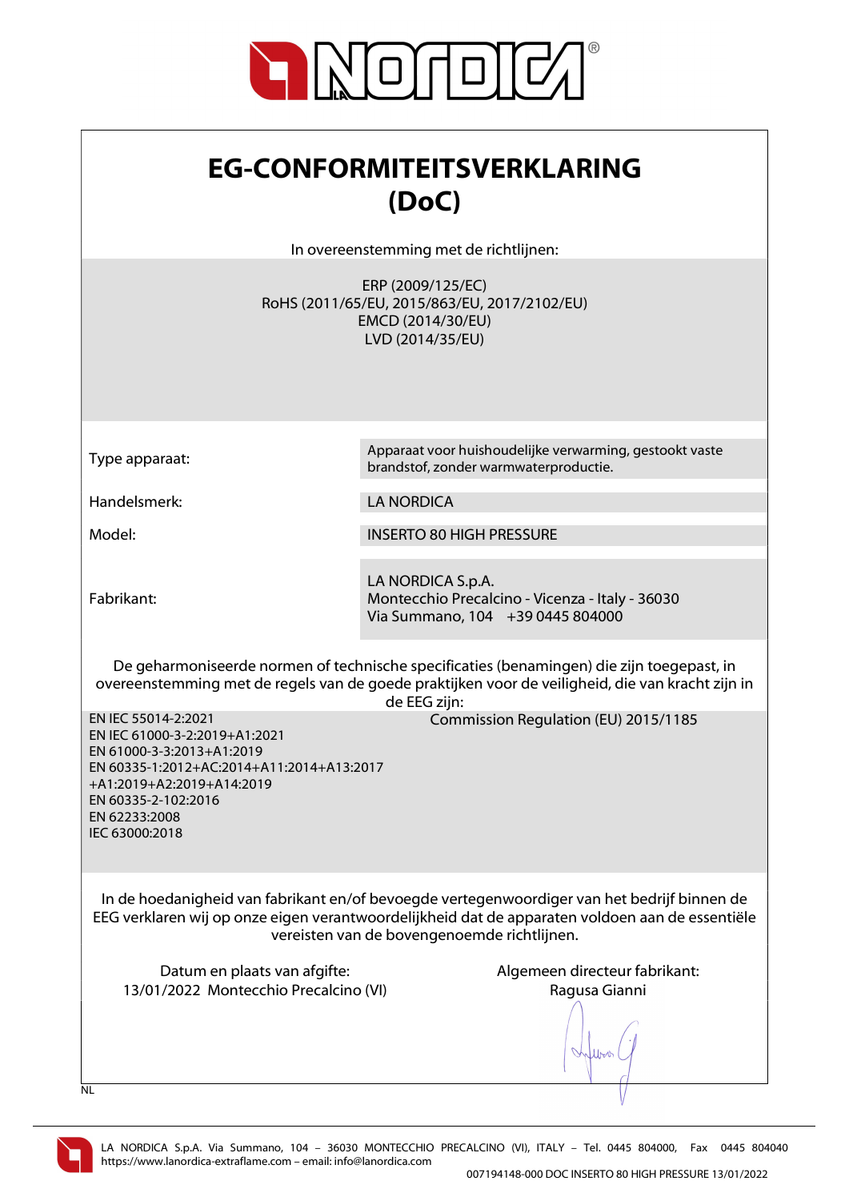# EG-CONFORMITEITSVERKLARING (DoC)

In overeenstemming met de richtlijnen:

ERP (2009/125/EC)
RoHS (2011/65/EU, 2015/863/EU, 2017/2102/EU)
EMCD (2014/30/EU)
LVD (2014/35/EU)

| | |
|---|---|
| Type apparaat: | Apparaat voor huishoudelijke verwarming, gestookt vaste brandstof, zonder warmwaterproductie. |
| Handelsmerk: | LA NORDICA |
| Model: | INSERTO 80 HIGH PRESSURE |
| Fabrikant: | LA NORDICA S.p.A.<br>Montecchio Precalcino - Vicenza - Italy - 36030<br>Via Summano, 104 +39 0445 804000 |

De geharmoniseerde normen of technische specificaties (benamingen) die zijn toegepast, in overeenstemming met de regels van de goede praktijken voor de veiligheid, die van kracht zijn in de EEG zijn:

EN IEC 55014-2:2021
EN IEC 61000-3-2:2019+A1:2021
EN 61000-3-3:2013+A1:2019
EN 60335-1:2012+AC:2014+A11:2014+A13:2017+A1:2019+A2:2019+A14:2019
EN 60335-2-102:2016
EN 62233:2008
IEC 63000:2018

Commission Regulation (EU) 2015/1185

In de hoedanigheid van fabrikant en/of bevoegde vertegenwoordiger van het bedrijf binnen de EEG verklaren wij op onze eigen verantwoordelijkheid dat de apparaten voldoen aan de essentiële vereisten van de bovengenoemde richtlijnen.

Datum en plaats van afgifte:
13/01/2022 Montecchio Precalcino (VI)

Algemeen directeur fabrikant:
Ragusa Gianni

NL

LA NORDICA S.p.A. Via Summano, 104 – 36030 MONTECCHIO PRECALCINO (VI), ITALY – Tel. 0445 804000, Fax 0445 804040
https://www.lanordica-extraflame.com – email: info@lanordica.com

007194148-000 DOC INSERTO 80 HIGH PRESSURE 13/01/2022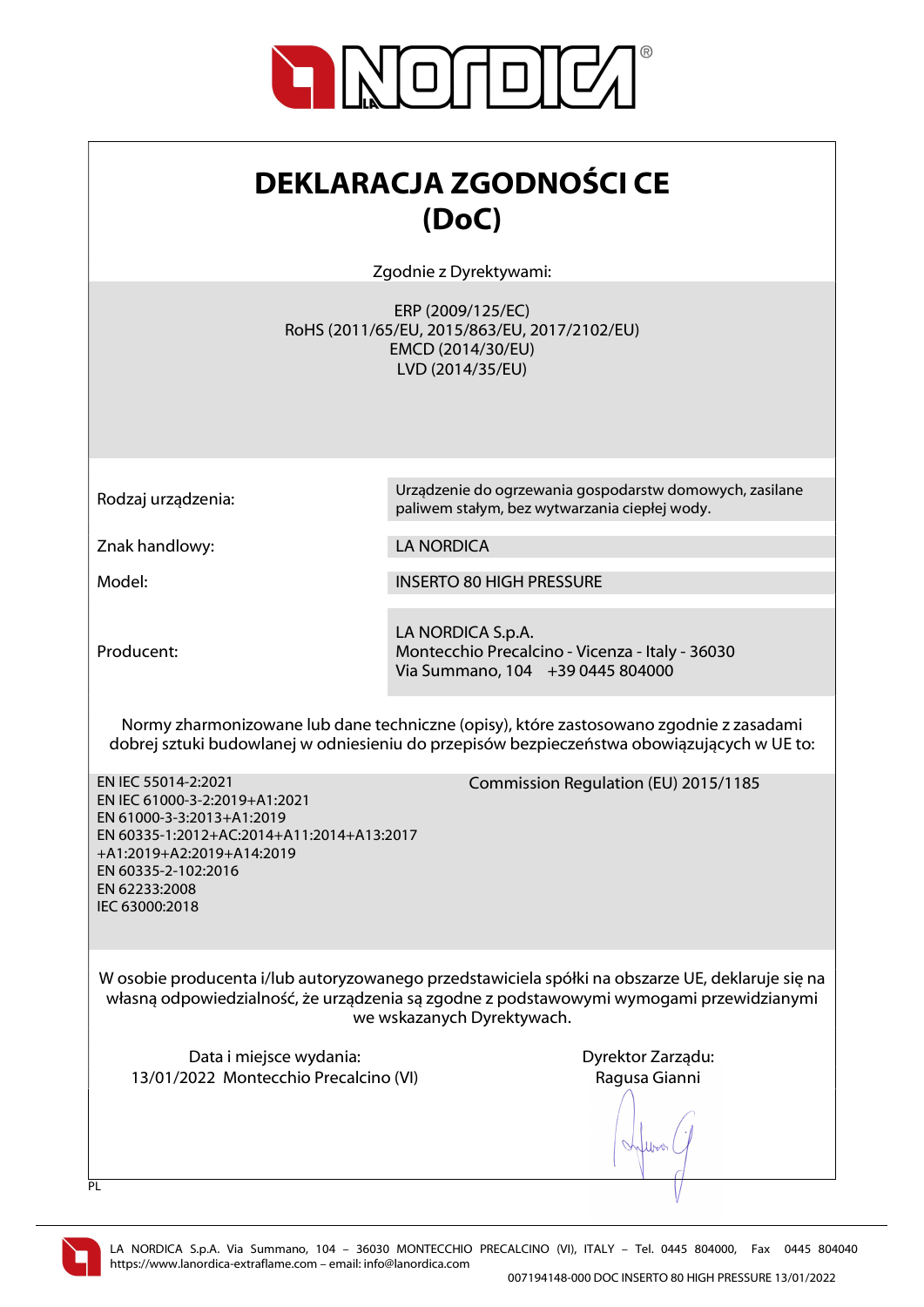# DEKLARACJA ZGODNOŚCI CE (DoC)

Zgodnie z Dyrektywami:

ERP (2009/125/EC)
RoHS (2011/65/EU, 2015/863/EU, 2017/2102/EU)
EMCD (2014/30/EU)
LVD (2014/35/EU)

| | |
|---|---|
| Rodzaj urządzenia: | Urządzenie do ogrzewania gospodarstw domowych, zasilane paliwem stałym, bez wytwarzania ciepłej wody. |
| Znak handlowy: | LA NORDICA |
| Model: | INSERTO 80 HIGH PRESSURE |
| Producent: | LA NORDICA S.p.A.<br>Montecchio Precalcino - Vicenza - Italy - 36030<br>Via Summano, 104 +39 0445 804000 |

Normy zharmonizowane lub dane techniczne (opisy), które zastosowano zgodnie z zasadami dobrej sztuki budowlanej w odniesieniu do przepisów bezpieczeństwa obowiązujących w UE to:

EN IEC 55014-2:2021
EN IEC 61000-3-2:2019+A1:2021
EN 61000-3-3:2013+A1:2019
EN 60335-1:2012+AC:2014+A11:2014+A13:2017+A1:2019+A2:2019+A14:2019
EN 60335-2-102:2016
EN 62233:2008
IEC 63000:2018

Commission Regulation (EU) 2015/1185

W osobie producenta i/lub autoryzowanego przedstawiciela spółki na obszarze UE, deklaruje się na własną odpowiedzialność, że urządzenia są zgodne z podstawowymi wymogami przewidzianymi we wskazanych Dyrektywach.

Data i miejsce wydania:
13/01/2022 Montecchio Precalcino (VI)

Dyrektor Zarządu:
Ragusa Gianni

PL

LA NORDICA S.p.A. Via Summano, 104 – 36030 MONTECCHIO PRECALCINO (VI), ITALY – Tel. 0445 804000, Fax 0445 804040
https://www.lanordica-extraflame.com – email: info@lanordica.com

007194148-000 DOC INSERTO 80 HIGH PRESSURE 13/01/2022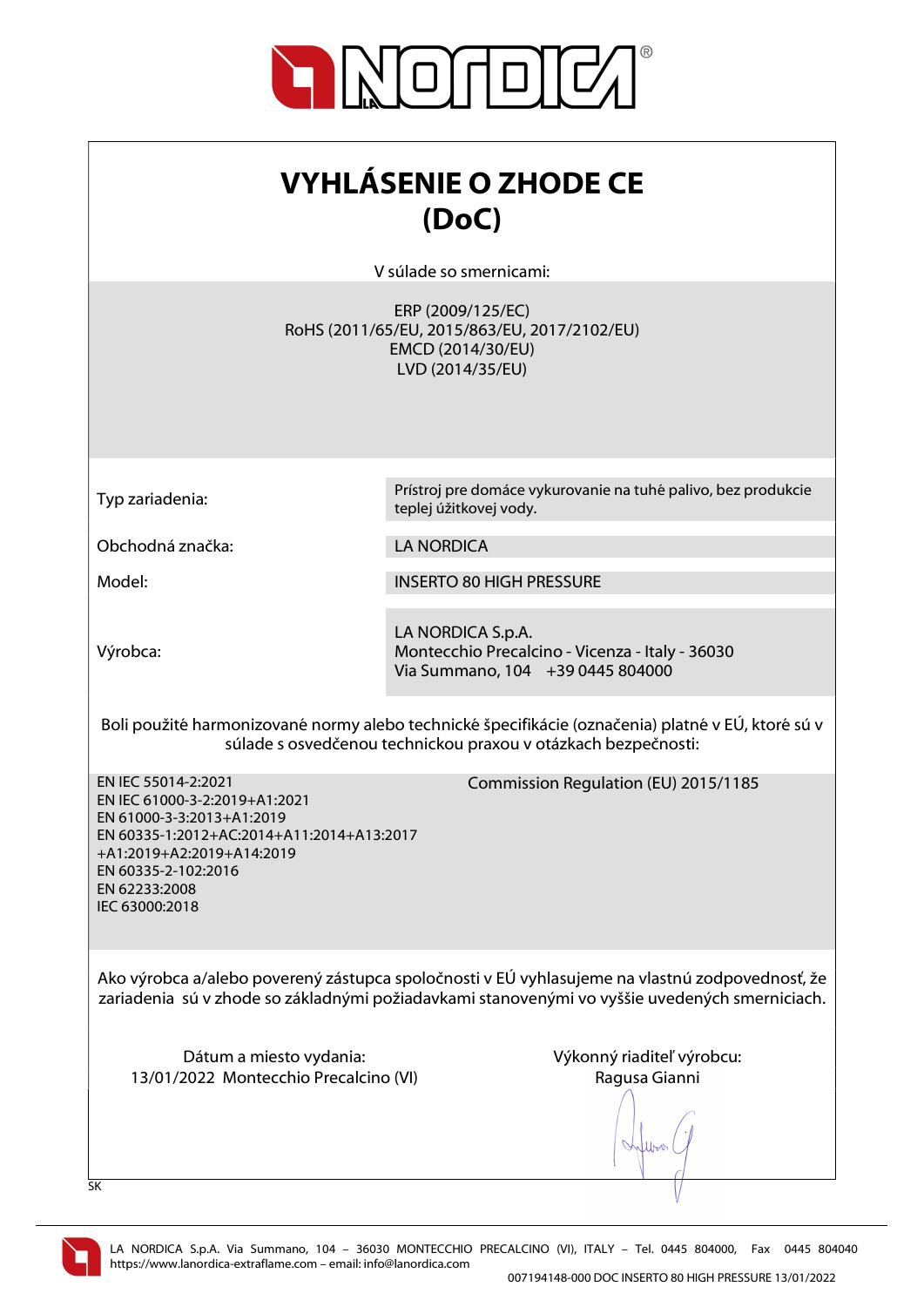# VYHLÁSENIE O ZHODE CE (DoC)

V súlade so smernicami:

ERP (2009/125/EC)
RoHS (2011/65/EU, 2015/863/EU, 2017/2102/EU)
EMCD (2014/30/EU)
LVD (2014/35/EU)

| | |
|---|---|
| Typ zariadenia: | Prístroj pre domáce vykurovanie na tuhé palivo, bez produkcie teplej úžitkovej vody. |
| Obchodná značka: | LA NORDICA |
| Model: | INSERTO 80 HIGH PRESSURE |
| Výrobca: | LA NORDICA S.p.A.<br>Montecchio Precalcino - Vicenza - Italy - 36030<br>Via Summano, 104 +39 0445 804000 |

Boli použité harmonizované normy alebo technické špecifikácie (označenia) platné v EÚ, ktoré sú v súlade s osvedčenou technickou praxou v otázkach bezpečnosti:

EN IEC 55014-2:2021
EN IEC 61000-3-2:2019+A1:2021
EN 61000-3-3:2013+A1:2019
EN 60335-1:2012+AC:2014+A11:2014+A13:2017 +A1:2019+A2:2019+A14:2019
EN 60335-2-102:2016
EN 62233:2008
IEC 63000:2018

Commission Regulation (EU) 2015/1185

Ako výrobca a/alebo poverený zástupca spoločnosti v EÚ vyhlasujeme na vlastnú zodpovednosť, že zariadenia sú v zhode so základnými požiadavkami stanovenými vo vyššie uvedených smerniciach.

Dátum a miesto vydania:
13/01/2022 Montecchio Precalcino (VI)

Výkonný riaditeľ výrobcu:
Ragusa Gianni

SK

LA NORDICA S.p.A. Via Summano, 104 – 36030 MONTECCHIO PRECALCINO (VI), ITALY – Tel. 0445 804000, Fax 0445 804040
https://www.lanordica-extraflame.com – email: info@lanordica.com

007194148-000 DOC INSERTO 80 HIGH PRESSURE 13/01/2022